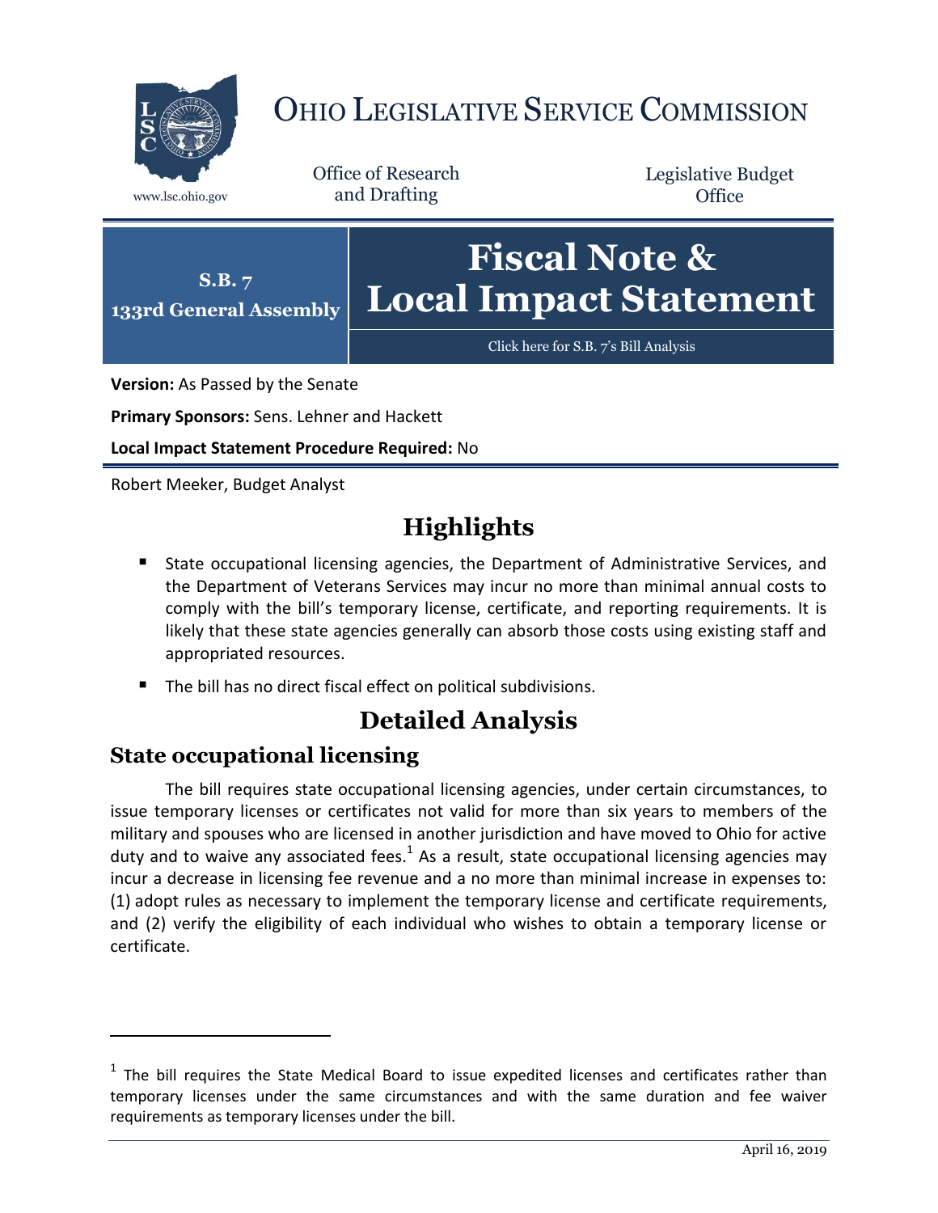# OHIO LEGISLATIVE SERVICE COMMISSION

www.lsc.ohio.gov

Office of Research and Drafting

Legislative Budget Office

**S.B. 7**
**133rd General Assembly**

# Fiscal Note & Local Impact Statement

Click here for S.B. 7's Bill Analysis

**Version:** As Passed by the Senate

**Primary Sponsors:** Sens. Lehner and Hackett

**Local Impact Statement Procedure Required:** No

Robert Meeker, Budget Analyst

## Highlights

- State occupational licensing agencies, the Department of Administrative Services, and the Department of Veterans Services may incur no more than minimal annual costs to comply with the bill's temporary license, certificate, and reporting requirements. It is likely that these state agencies generally can absorb those costs using existing staff and appropriated resources.
- The bill has no direct fiscal effect on political subdivisions.

## Detailed Analysis

### State occupational licensing

The bill requires state occupational licensing agencies, under certain circumstances, to issue temporary licenses or certificates not valid for more than six years to members of the military and spouses who are licensed in another jurisdiction and have moved to Ohio for active duty and to waive any associated fees.[1] As a result, state occupational licensing agencies may incur a decrease in licensing fee revenue and a no more than minimal increase in expenses to: (1) adopt rules as necessary to implement the temporary license and certificate requirements, and (2) verify the eligibility of each individual who wishes to obtain a temporary license or certificate.

[1] The bill requires the State Medical Board to issue expedited licenses and certificates rather than temporary licenses under the same circumstances and with the same duration and fee waiver requirements as temporary licenses under the bill.

April 16, 2019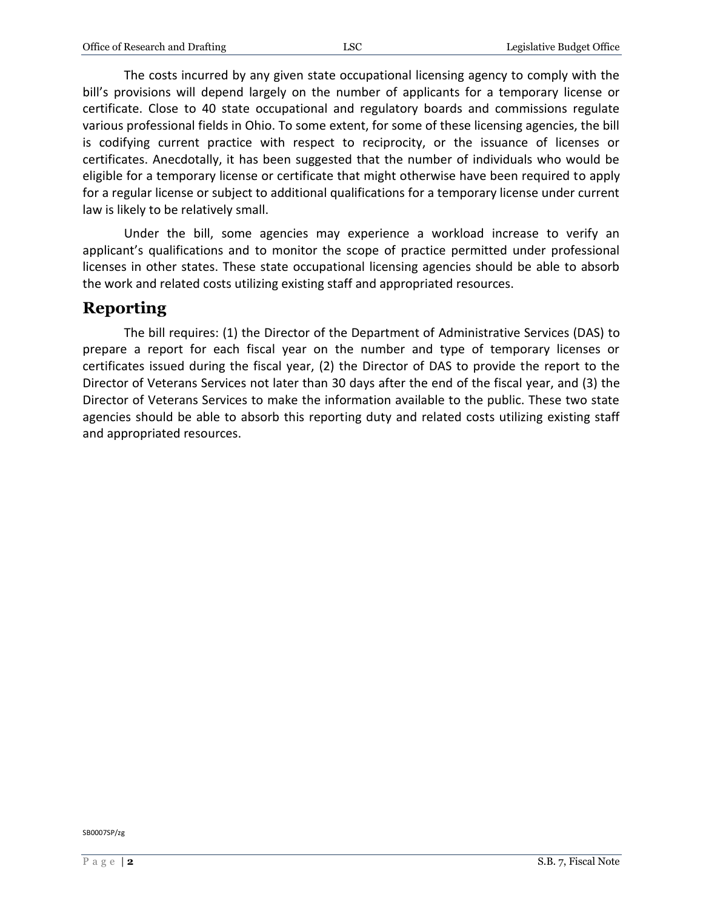The costs incurred by any given state occupational licensing agency to comply with the bill's provisions will depend largely on the number of applicants for a temporary license or certificate. Close to 40 state occupational and regulatory boards and commissions regulate various professional fields in Ohio. To some extent, for some of these licensing agencies, the bill is codifying current practice with respect to reciprocity, or the issuance of licenses or certificates. Anecdotally, it has been suggested that the number of individuals who would be eligible for a temporary license or certificate that might otherwise have been required to apply for a regular license or subject to additional qualifications for a temporary license under current law is likely to be relatively small.

Under the bill, some agencies may experience a workload increase to verify an applicant's qualifications and to monitor the scope of practice permitted under professional licenses in other states. These state occupational licensing agencies should be able to absorb the work and related costs utilizing existing staff and appropriated resources.

## Reporting

The bill requires: (1) the Director of the Department of Administrative Services (DAS) to prepare a report for each fiscal year on the number and type of temporary licenses or certificates issued during the fiscal year, (2) the Director of DAS to provide the report to the Director of Veterans Services not later than 30 days after the end of the fiscal year, and (3) the Director of Veterans Services to make the information available to the public. These two state agencies should be able to absorb this reporting duty and related costs utilizing existing staff and appropriated resources.

SB0007SP/zg